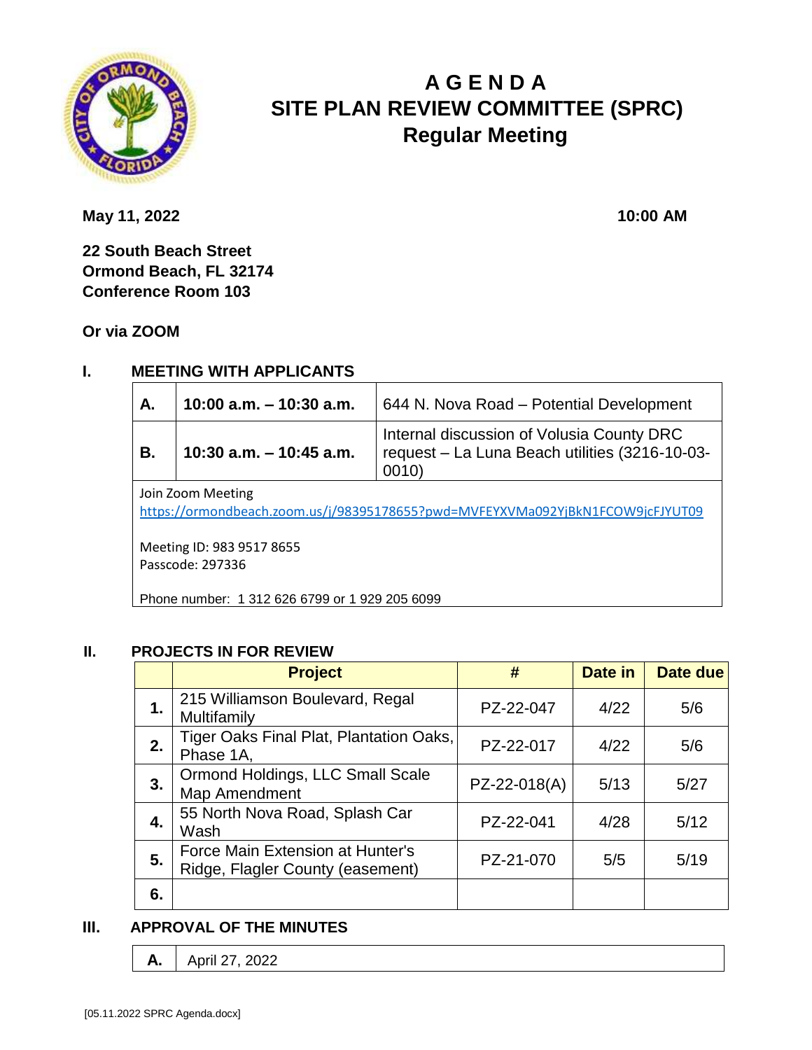# A G E N D A
# SITE PLAN REVIEW COMMITTEE (SPRC)
## Regular Meeting

**May 11, 2022** **10:00 AM**

**22 South Beach Street**
**Ormond Beach, FL 32174**
**Conference Room 103**

**Or via ZOOM**

## I. MEETING WITH APPLICANTS

| | | |
|---|---|---|
| **A.** | **10:00 a.m. – 10:30 a.m.** | 644 N. Nova Road – Potential Development |
| **B.** | **10:30 a.m. – 10:45 a.m.** | Internal discussion of Volusia County DRC request – La Luna Beach utilities (3216-10-03-0010) |

Join Zoom Meeting
https://ormondbeach.zoom.us/j/98395178655?pwd=MVFEYXVMa092YjBkN1FCOW9jcFJYUT09

Meeting ID: 983 9517 8655
Passcode: 297336

Phone number: 1 312 626 6799 or 1 929 205 6099

## II. PROJECTS IN FOR REVIEW

| | Project | # | Date in | Date due |
|---|---|---|---|---|
| **1.** | 215 Williamson Boulevard, Regal Multifamily | PZ-22-047 | 4/22 | 5/6 |
| **2.** | Tiger Oaks Final Plat, Plantation Oaks, Phase 1A, | PZ-22-017 | 4/22 | 5/6 |
| **3.** | Ormond Holdings, LLC Small Scale Map Amendment | PZ-22-018(A) | 5/13 | 5/27 |
| **4.** | 55 North Nova Road, Splash Car Wash | PZ-22-041 | 4/28 | 5/12 |
| **5.** | Force Main Extension at Hunter's Ridge, Flagler County (easement) | PZ-21-070 | 5/5 | 5/19 |
| **6.** | | | | |

## III. APPROVAL OF THE MINUTES

| | |
|---|---|
| **A.** | April 27, 2022 |

[05.11.2022 SPRC Agenda.docx]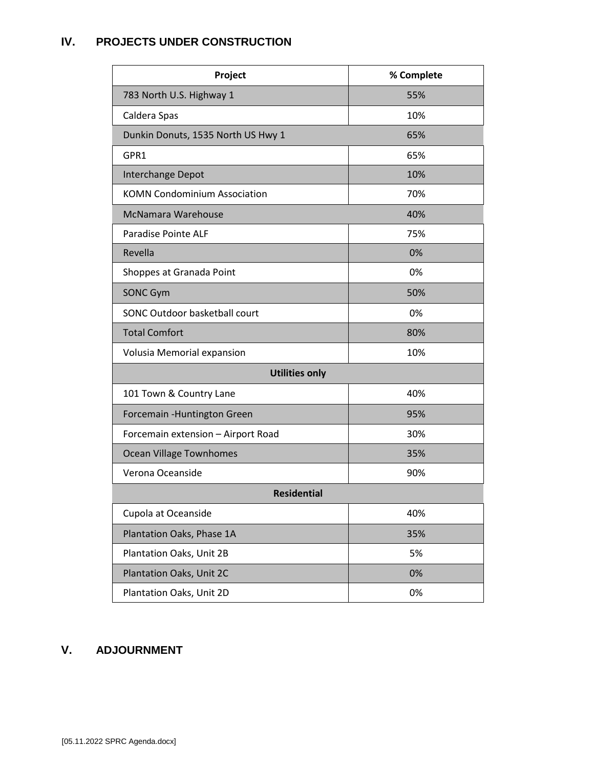## IV. PROJECTS UNDER CONSTRUCTION

| Project | % Complete |
|---|---|
| 783 North U.S. Highway 1 | 55% |
| Caldera Spas | 10% |
| Dunkin Donuts, 1535 North US Hwy 1 | 65% |
| GPR1 | 65% |
| Interchange Depot | 10% |
| KOMN Condominium Association | 70% |
| McNamara Warehouse | 40% |
| Paradise Pointe ALF | 75% |
| Revella | 0% |
| Shoppes at Granada Point | 0% |
| SONC Gym | 50% |
| SONC Outdoor basketball court | 0% |
| Total Comfort | 80% |
| Volusia Memorial expansion | 10% |
| **Utilities only** | |
| 101 Town & Country Lane | 40% |
| Forcemain -Huntington Green | 95% |
| Forcemain extension – Airport Road | 30% |
| Ocean Village Townhomes | 35% |
| Verona Oceanside | 90% |
| **Residential** | |
| Cupola at Oceanside | 40% |
| Plantation Oaks, Phase 1A | 35% |
| Plantation Oaks, Unit 2B | 5% |
| Plantation Oaks, Unit 2C | 0% |
| Plantation Oaks, Unit 2D | 0% |

## V. ADJOURNMENT

[05.11.2022 SPRC Agenda.docx]